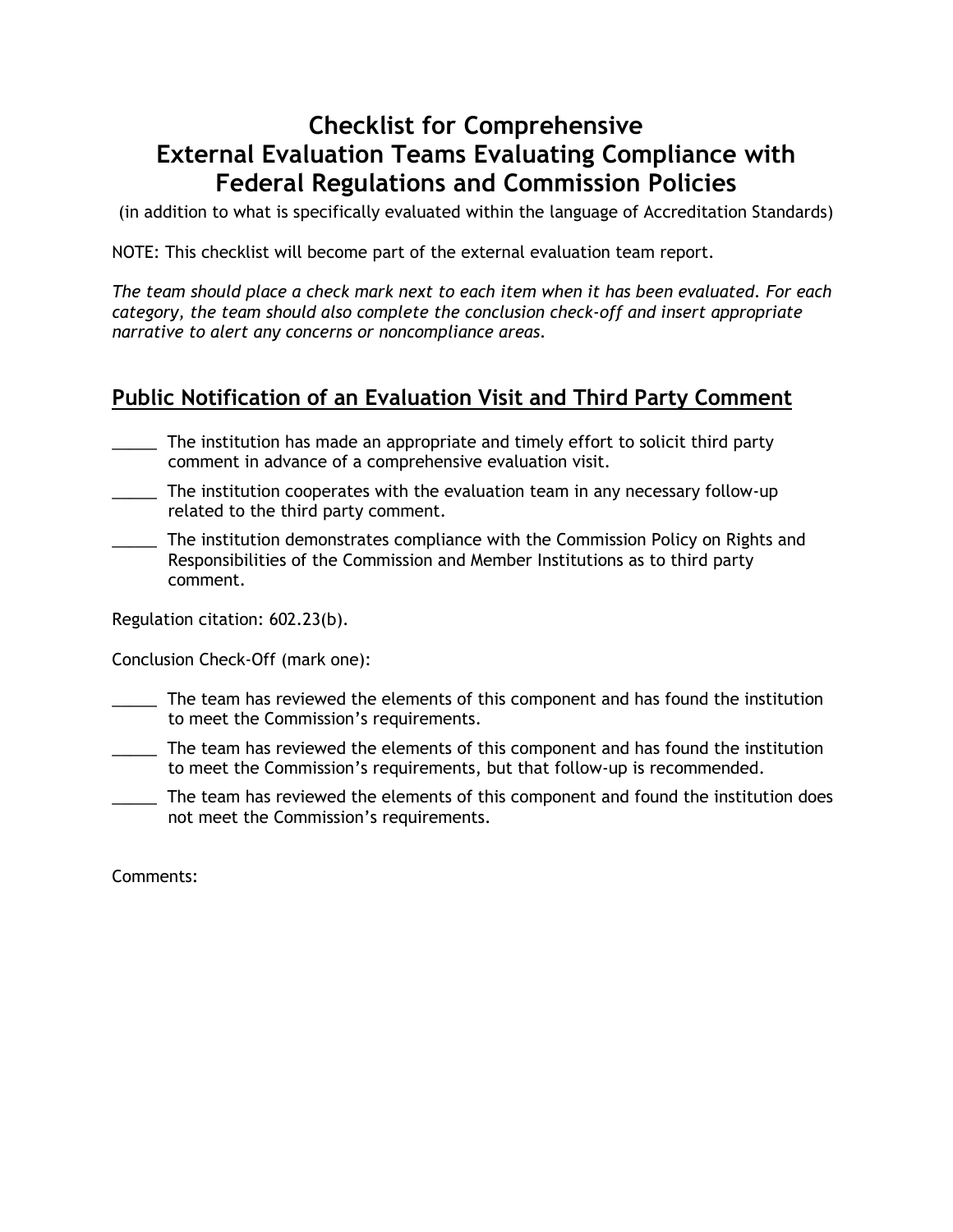# Checklist for Comprehensive External Evaluation Teams Evaluating Compliance with Federal Regulations and Commission Policies

(in addition to what is specifically evaluated within the language of Accreditation Standards)

NOTE: This checklist will become part of the external evaluation team report.

*The team should place a check mark next to each item when it has been evaluated. For each category, the team should also complete the conclusion check-off and insert appropriate narrative to alert any concerns or noncompliance areas.*

## Public Notification of an Evaluation Visit and Third Party Comment

_____ The institution has made an appropriate and timely effort to solicit third party comment in advance of a comprehensive evaluation visit.

_____ The institution cooperates with the evaluation team in any necessary follow-up related to the third party comment.

_____ The institution demonstrates compliance with the Commission Policy on Rights and Responsibilities of the Commission and Member Institutions as to third party comment.

Regulation citation: 602.23(b).

Conclusion Check-Off (mark one):

_____ The team has reviewed the elements of this component and has found the institution to meet the Commission's requirements.

_____ The team has reviewed the elements of this component and has found the institution to meet the Commission's requirements, but that follow-up is recommended.

_____ The team has reviewed the elements of this component and found the institution does not meet the Commission's requirements.

Comments: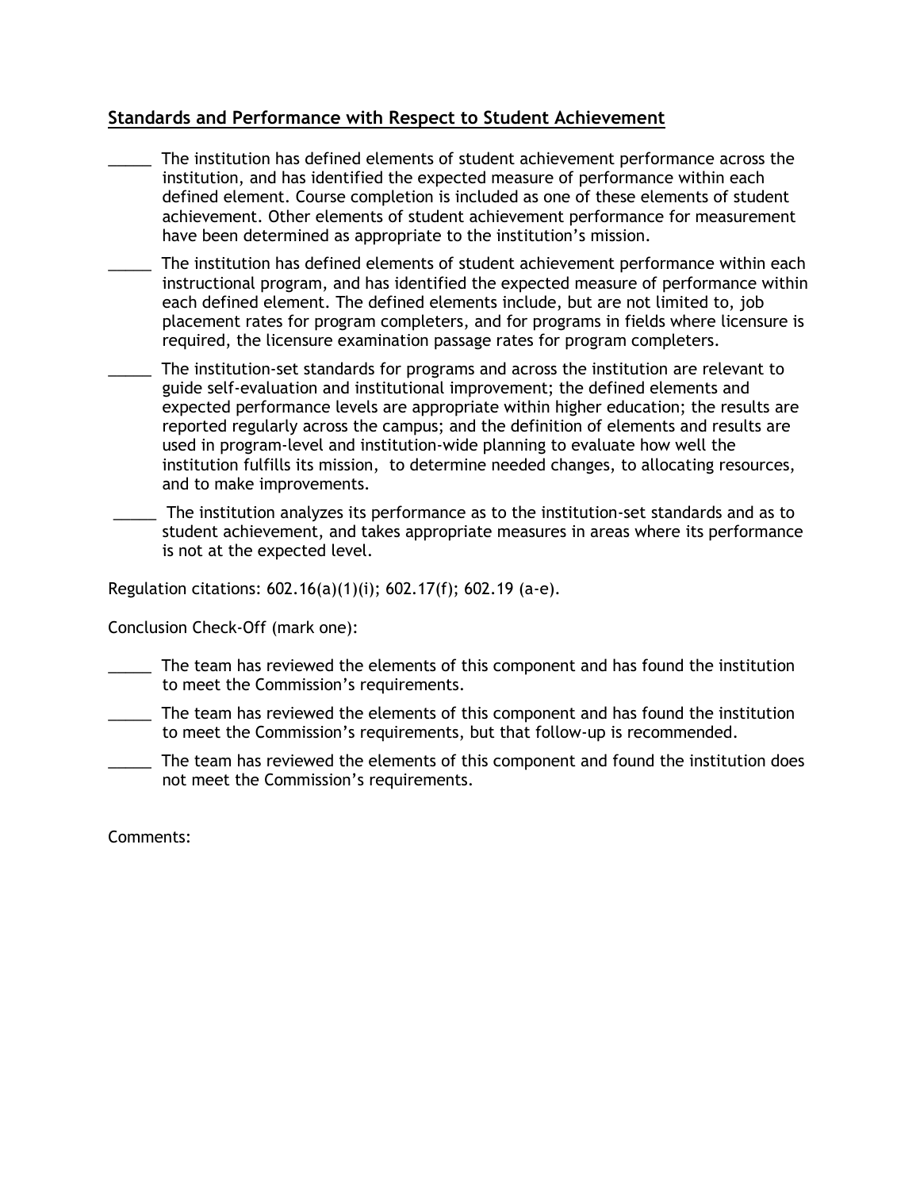## Standards and Performance with Respect to Student Achievement

_____ The institution has defined elements of student achievement performance across the institution, and has identified the expected measure of performance within each defined element. Course completion is included as one of these elements of student achievement. Other elements of student achievement performance for measurement have been determined as appropriate to the institution's mission.

_____ The institution has defined elements of student achievement performance within each instructional program, and has identified the expected measure of performance within each defined element. The defined elements include, but are not limited to, job placement rates for program completers, and for programs in fields where licensure is required, the licensure examination passage rates for program completers.

_____ The institution-set standards for programs and across the institution are relevant to guide self-evaluation and institutional improvement; the defined elements and expected performance levels are appropriate within higher education; the results are reported regularly across the campus; and the definition of elements and results are used in program-level and institution-wide planning to evaluate how well the institution fulfills its mission, to determine needed changes, to allocating resources, and to make improvements.

_____ The institution analyzes its performance as to the institution-set standards and as to student achievement, and takes appropriate measures in areas where its performance is not at the expected level.

Regulation citations: 602.16(a)(1)(i); 602.17(f); 602.19 (a-e).

Conclusion Check-Off (mark one):

_____ The team has reviewed the elements of this component and has found the institution to meet the Commission's requirements.

_____ The team has reviewed the elements of this component and has found the institution to meet the Commission's requirements, but that follow-up is recommended.

_____ The team has reviewed the elements of this component and found the institution does not meet the Commission's requirements.

Comments: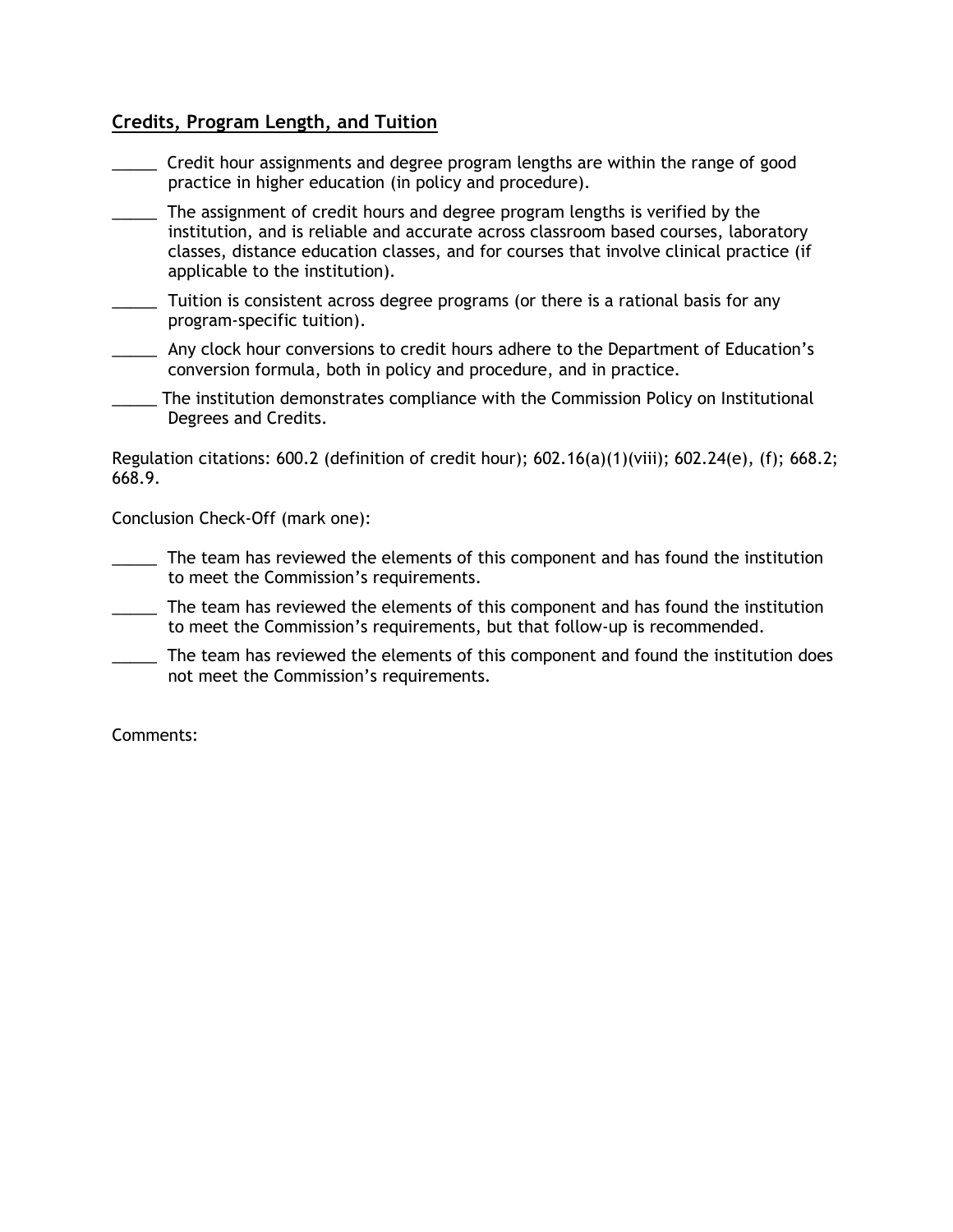## **Credits, Program Length, and Tuition**

_____ Credit hour assignments and degree program lengths are within the range of good practice in higher education (in policy and procedure).

_____ The assignment of credit hours and degree program lengths is verified by the institution, and is reliable and accurate across classroom based courses, laboratory classes, distance education classes, and for courses that involve clinical practice (if applicable to the institution).

_____ Tuition is consistent across degree programs (or there is a rational basis for any program-specific tuition).

_____ Any clock hour conversions to credit hours adhere to the Department of Education's conversion formula, both in policy and procedure, and in practice.

_____ The institution demonstrates compliance with the Commission Policy on Institutional Degrees and Credits.

Regulation citations: 600.2 (definition of credit hour); 602.16(a)(1)(viii); 602.24(e), (f); 668.2; 668.9.

Conclusion Check-Off (mark one):

_____ The team has reviewed the elements of this component and has found the institution to meet the Commission's requirements.

_____ The team has reviewed the elements of this component and has found the institution to meet the Commission's requirements, but that follow-up is recommended.

_____ The team has reviewed the elements of this component and found the institution does not meet the Commission's requirements.

Comments: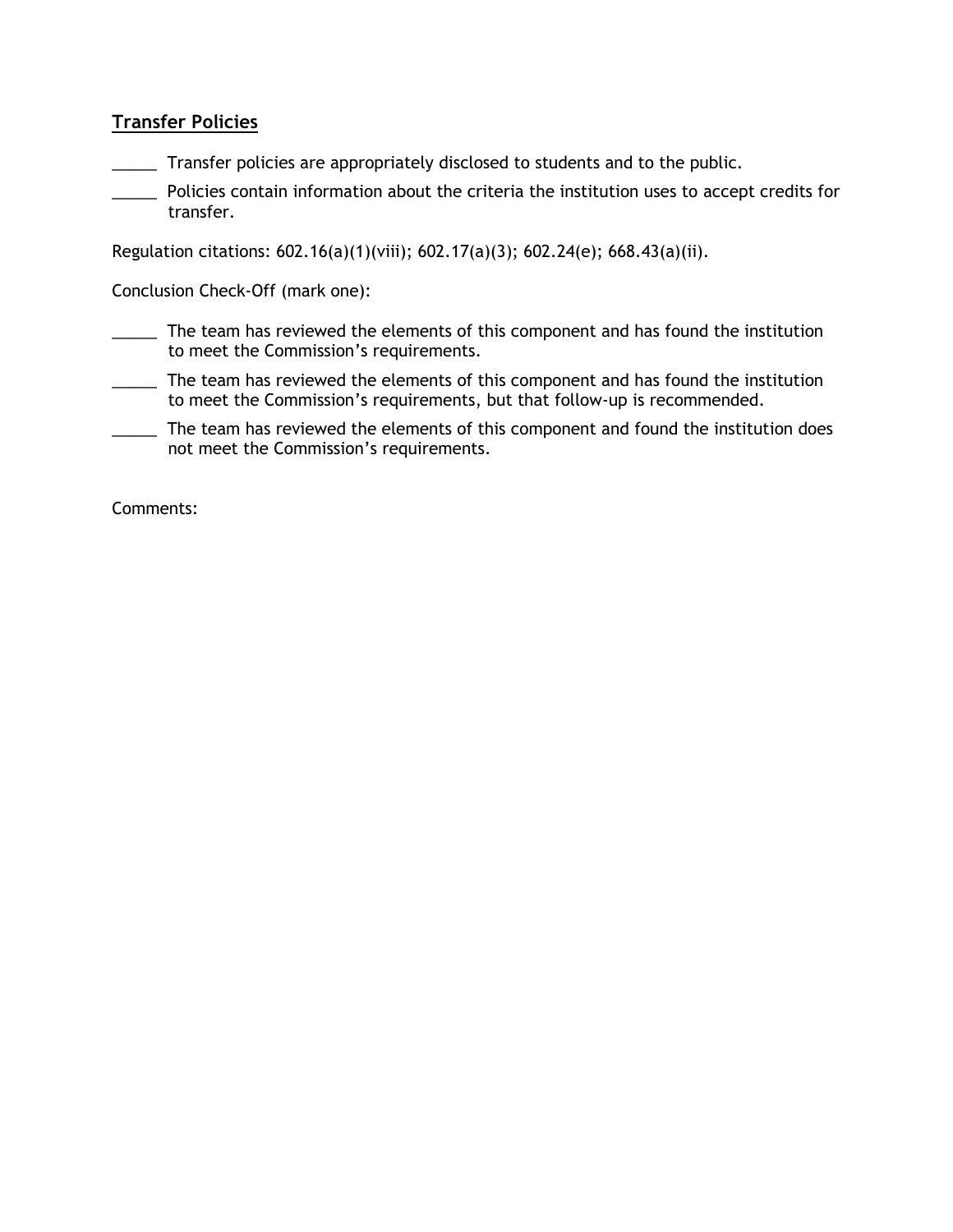## Transfer Policies

_____ Transfer policies are appropriately disclosed to students and to the public.

_____ Policies contain information about the criteria the institution uses to accept credits for transfer.

Regulation citations: 602.16(a)(1)(viii); 602.17(a)(3); 602.24(e); 668.43(a)(ii).

Conclusion Check-Off (mark one):

_____ The team has reviewed the elements of this component and has found the institution to meet the Commission's requirements.

_____ The team has reviewed the elements of this component and has found the institution to meet the Commission's requirements, but that follow-up is recommended.

_____ The team has reviewed the elements of this component and found the institution does not meet the Commission's requirements.

Comments: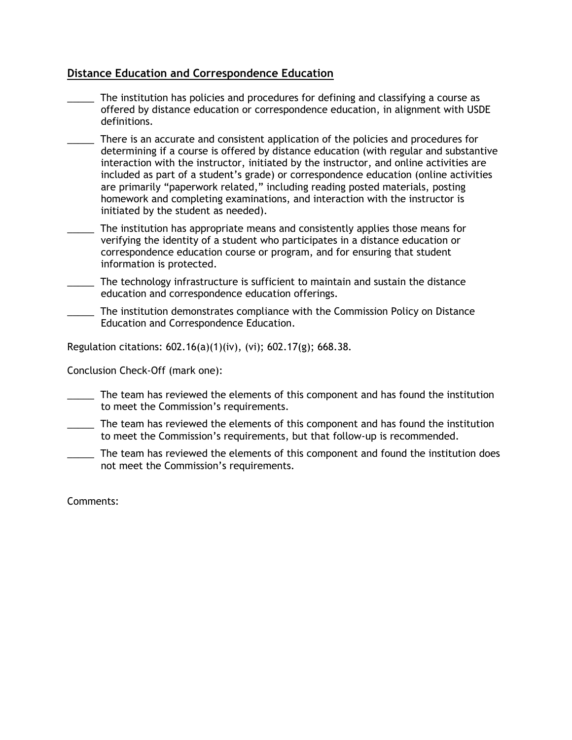## Distance Education and Correspondence Education

_____ The institution has policies and procedures for defining and classifying a course as offered by distance education or correspondence education, in alignment with USDE definitions.

_____ There is an accurate and consistent application of the policies and procedures for determining if a course is offered by distance education (with regular and substantive interaction with the instructor, initiated by the instructor, and online activities are included as part of a student's grade) or correspondence education (online activities are primarily "paperwork related," including reading posted materials, posting homework and completing examinations, and interaction with the instructor is initiated by the student as needed).

_____ The institution has appropriate means and consistently applies those means for verifying the identity of a student who participates in a distance education or correspondence education course or program, and for ensuring that student information is protected.

_____ The technology infrastructure is sufficient to maintain and sustain the distance education and correspondence education offerings.

_____ The institution demonstrates compliance with the Commission Policy on Distance Education and Correspondence Education.

Regulation citations: 602.16(a)(1)(iv), (vi); 602.17(g); 668.38.

Conclusion Check-Off (mark one):

_____ The team has reviewed the elements of this component and has found the institution to meet the Commission's requirements.

_____ The team has reviewed the elements of this component and has found the institution to meet the Commission's requirements, but that follow-up is recommended.

_____ The team has reviewed the elements of this component and found the institution does not meet the Commission's requirements.

Comments: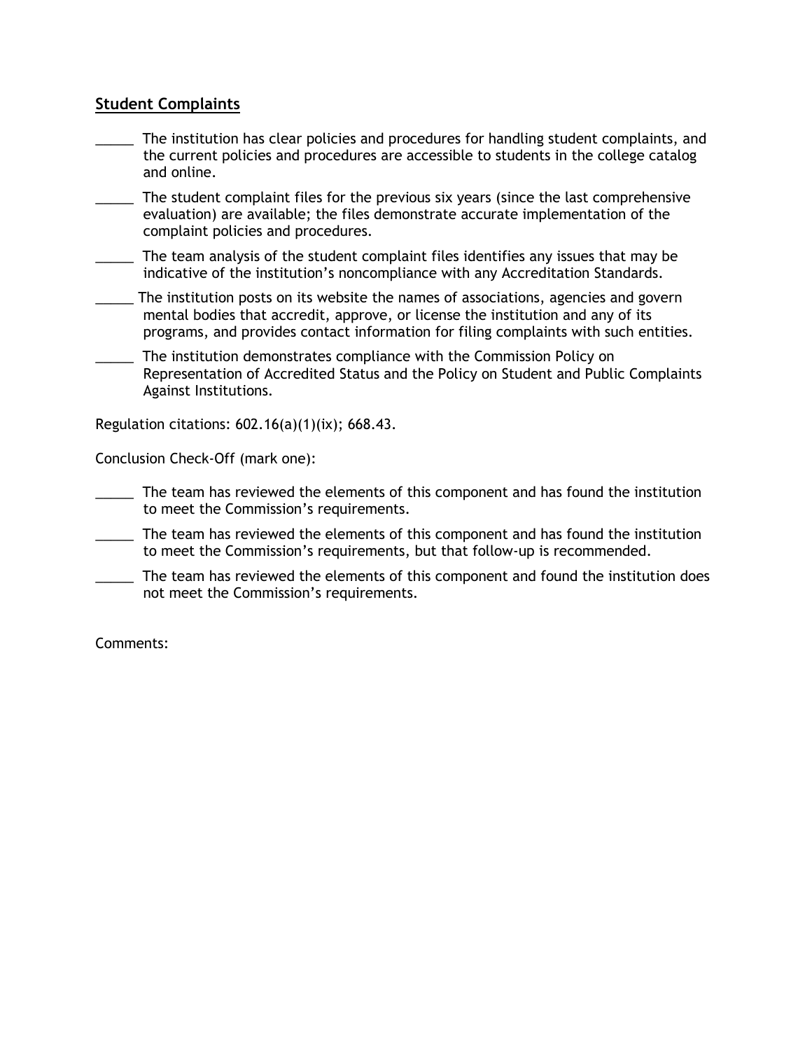## Student Complaints

_____ The institution has clear policies and procedures for handling student complaints, and the current policies and procedures are accessible to students in the college catalog and online.

_____ The student complaint files for the previous six years (since the last comprehensive evaluation) are available; the files demonstrate accurate implementation of the complaint policies and procedures.

_____ The team analysis of the student complaint files identifies any issues that may be indicative of the institution's noncompliance with any Accreditation Standards.

_____ The institution posts on its website the names of associations, agencies and govern mental bodies that accredit, approve, or license the institution and any of its programs, and provides contact information for filing complaints with such entities.

_____ The institution demonstrates compliance with the Commission Policy on Representation of Accredited Status and the Policy on Student and Public Complaints Against Institutions.

Regulation citations: 602.16(a)(1)(ix); 668.43.

Conclusion Check-Off (mark one):

_____ The team has reviewed the elements of this component and has found the institution to meet the Commission's requirements.

_____ The team has reviewed the elements of this component and has found the institution to meet the Commission's requirements, but that follow-up is recommended.

_____ The team has reviewed the elements of this component and found the institution does not meet the Commission's requirements.

Comments: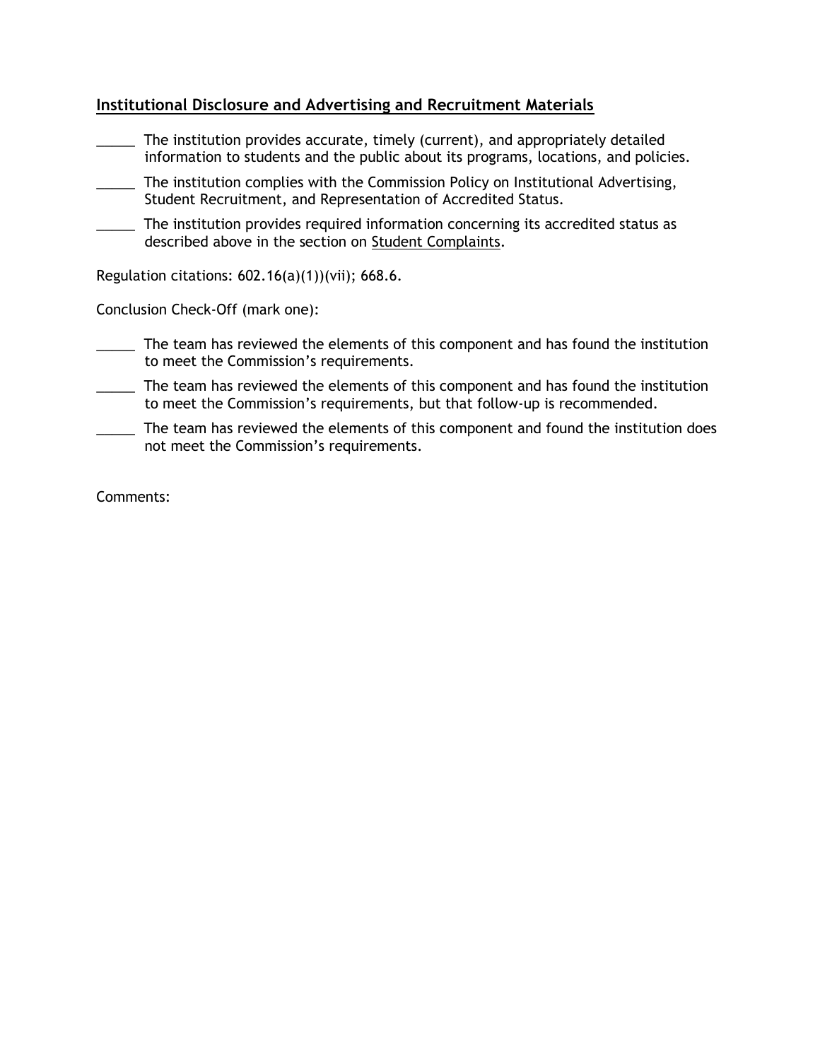## Institutional Disclosure and Advertising and Recruitment Materials

_____ The institution provides accurate, timely (current), and appropriately detailed information to students and the public about its programs, locations, and policies.

_____ The institution complies with the Commission Policy on Institutional Advertising, Student Recruitment, and Representation of Accredited Status.

_____ The institution provides required information concerning its accredited status as described above in the section on Student Complaints.

Regulation citations: 602.16(a)(1))(vii); 668.6.

Conclusion Check-Off (mark one):

_____ The team has reviewed the elements of this component and has found the institution to meet the Commission's requirements.

_____ The team has reviewed the elements of this component and has found the institution to meet the Commission's requirements, but that follow-up is recommended.

_____ The team has reviewed the elements of this component and found the institution does not meet the Commission's requirements.

Comments: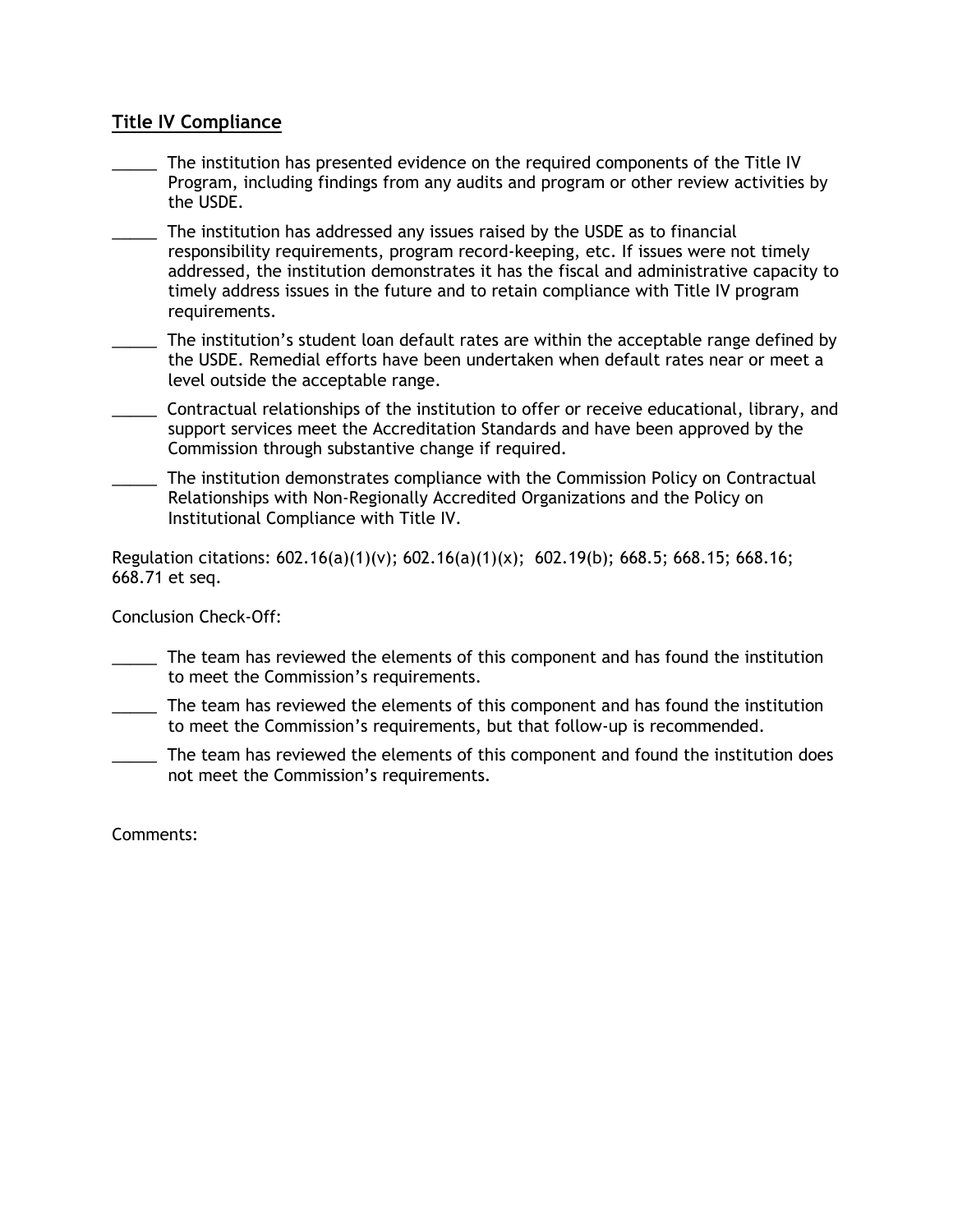## Title IV Compliance

_____ The institution has presented evidence on the required components of the Title IV Program, including findings from any audits and program or other review activities by the USDE.

_____ The institution has addressed any issues raised by the USDE as to financial responsibility requirements, program record-keeping, etc. If issues were not timely addressed, the institution demonstrates it has the fiscal and administrative capacity to timely address issues in the future and to retain compliance with Title IV program requirements.

_____ The institution's student loan default rates are within the acceptable range defined by the USDE. Remedial efforts have been undertaken when default rates near or meet a level outside the acceptable range.

_____ Contractual relationships of the institution to offer or receive educational, library, and support services meet the Accreditation Standards and have been approved by the Commission through substantive change if required.

_____ The institution demonstrates compliance with the Commission Policy on Contractual Relationships with Non-Regionally Accredited Organizations and the Policy on Institutional Compliance with Title IV.

Regulation citations: 602.16(a)(1)(v); 602.16(a)(1)(x); 602.19(b); 668.5; 668.15; 668.16; 668.71 et seq.

Conclusion Check-Off:

_____ The team has reviewed the elements of this component and has found the institution to meet the Commission's requirements.

_____ The team has reviewed the elements of this component and has found the institution to meet the Commission's requirements, but that follow-up is recommended.

_____ The team has reviewed the elements of this component and found the institution does not meet the Commission's requirements.

Comments: